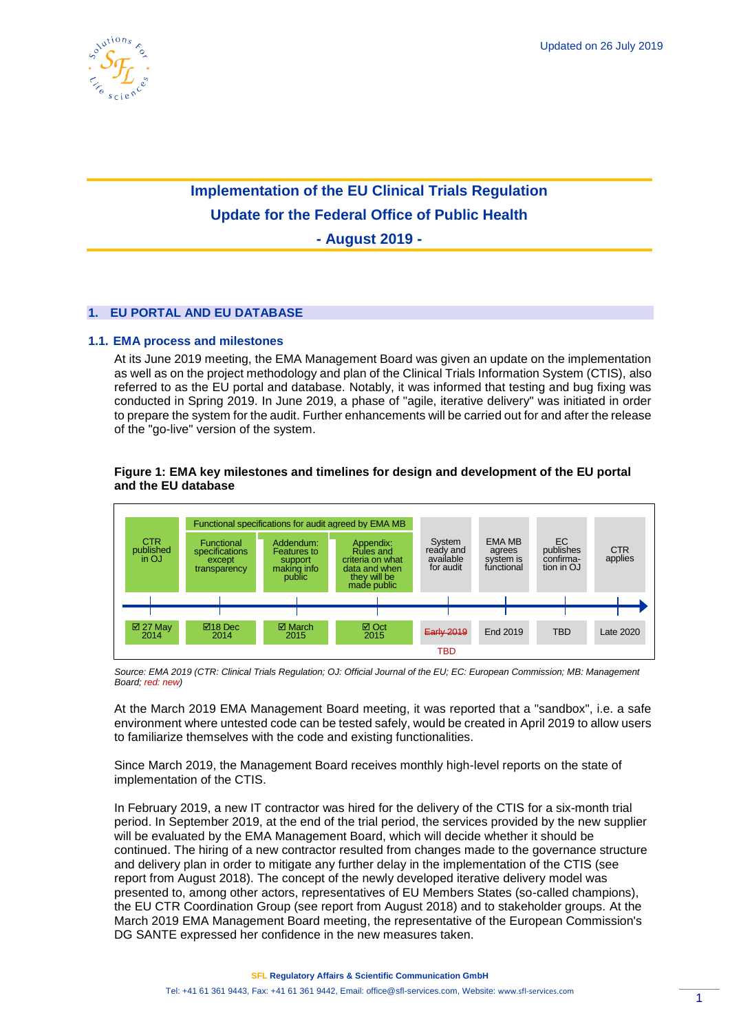# Implementation of the EU Clinical Trials Regulation

# Update for the Federal Office of Public Health

# - August 2019 -

Updated on 26 July 2019

## 1. EU PORTAL AND EU DATABASE

### 1.1. EMA process and milestones

At its June 2019 meeting, the EMA Management Board was given an update on the implementation as well as on the project methodology and plan of the Clinical Trials Information System (CTIS), also referred to as the EU portal and database. Notably, it was informed that testing and bug fixing was conducted in Spring 2019. In June 2019, a phase of "agile, iterative delivery" was initiated in order to prepare the system for the audit. Further enhancements will be carried out for and after the release of the "go-live" version of the system.

**Figure 1: EMA key milestones and timelines for design and development of the EU portal and the EU database**

| CTR published in OJ | Functional specifications for audit agreed by EMA MB: Functional specifications except transparency | Functional specifications for audit agreed by EMA MB: Addendum: Features to support making info public | Functional specifications for audit agreed by EMA MB: Appendix: Rules and criteria on what data and when they will be made public | System ready and available for audit | EMA MB agrees system is functional | EC publishes confirmation in OJ | CTR applies |
|---|---|---|---|---|---|---|---|
| ☑ 27 May 2014 | ☑18 Dec 2014 | ☑ March 2015 | ☑ Oct 2015 | ~~Early 2019~~ TBD | End 2019 | TBD | Late 2020 |

*Source: EMA 2019 (CTR: Clinical Trials Regulation; OJ: Official Journal of the EU; EC: European Commission; MB: Management Board; red: new)*

At the March 2019 EMA Management Board meeting, it was reported that a "sandbox", i.e. a safe environment where untested code can be tested safely, would be created in April 2019 to allow users to familiarize themselves with the code and existing functionalities.

Since March 2019, the Management Board receives monthly high-level reports on the state of implementation of the CTIS.

In February 2019, a new IT contractor was hired for the delivery of the CTIS for a six-month trial period. In September 2019, at the end of the trial period, the services provided by the new supplier will be evaluated by the EMA Management Board, which will decide whether it should be continued. The hiring of a new contractor resulted from changes made to the governance structure and delivery plan in order to mitigate any further delay in the implementation of the CTIS (see report from August 2018). The concept of the newly developed iterative delivery model was presented to, among other actors, representatives of EU Members States (so-called champions), the EU CTR Coordination Group (see report from August 2018) and to stakeholder groups. At the March 2019 EMA Management Board meeting, the representative of the European Commission's DG SANTE expressed her confidence in the new measures taken.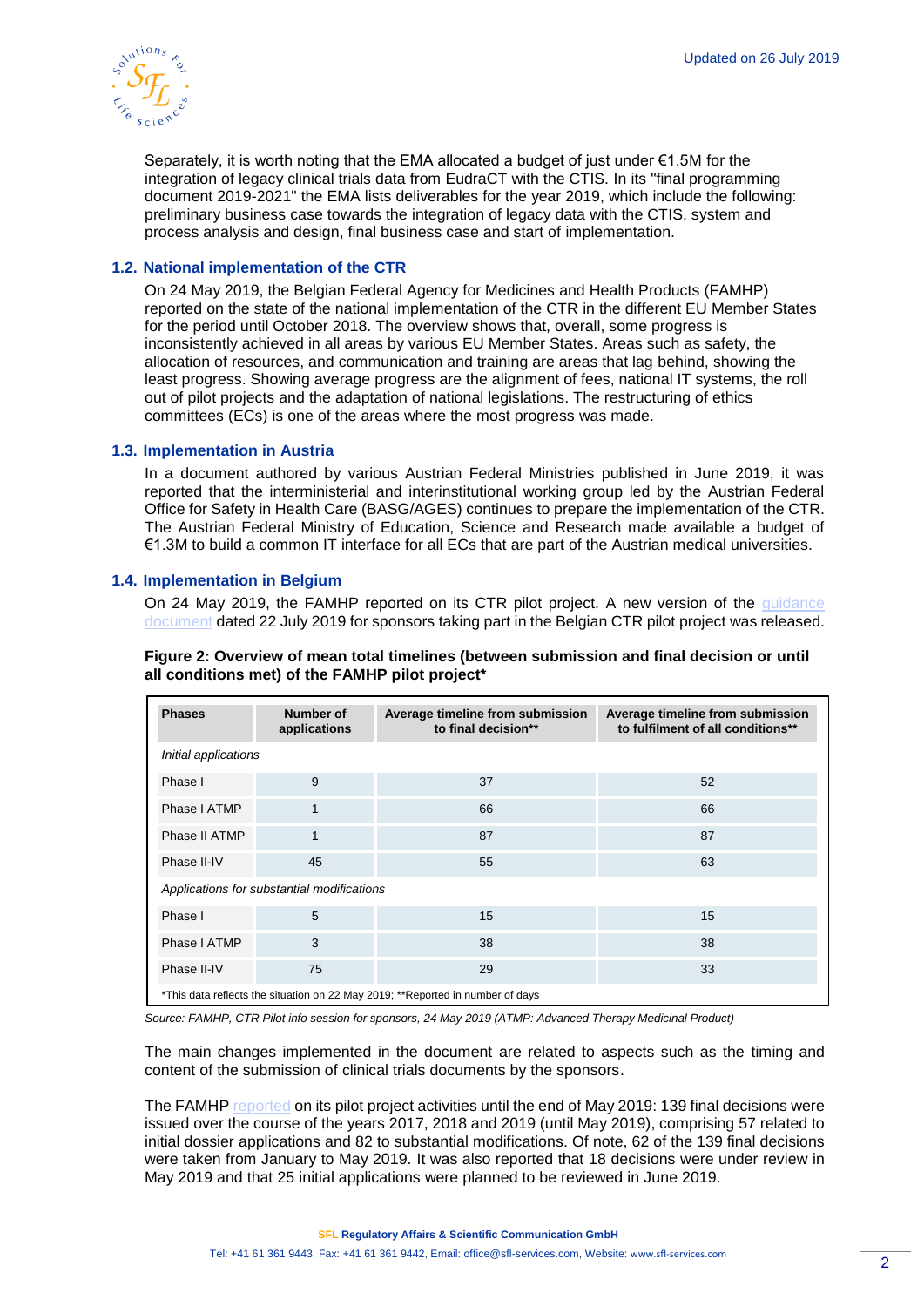Separately, it is worth noting that the EMA allocated a budget of just under €1.5M for the integration of legacy clinical trials data from EudraCT with the CTIS. In its "final programming document 2019-2021" the EMA lists deliverables for the year 2019, which include the following: preliminary business case towards the integration of legacy data with the CTIS, system and process analysis and design, final business case and start of implementation.

### 1.2. National implementation of the CTR

On 24 May 2019, the Belgian Federal Agency for Medicines and Health Products (FAMHP) reported on the state of the national implementation of the CTR in the different EU Member States for the period until October 2018. The overview shows that, overall, some progress is inconsistently achieved in all areas by various EU Member States. Areas such as safety, the allocation of resources, and communication and training are areas that lag behind, showing the least progress. Showing average progress are the alignment of fees, national IT systems, the roll out of pilot projects and the adaptation of national legislations. The restructuring of ethics committees (ECs) is one of the areas where the most progress was made.

### 1.3. Implementation in Austria

In a document authored by various Austrian Federal Ministries published in June 2019, it was reported that the interministerial and interinstitutional working group led by the Austrian Federal Office for Safety in Health Care (BASG/AGES) continues to prepare the implementation of the CTR. The Austrian Federal Ministry of Education, Science and Research made available a budget of €1.3M to build a common IT interface for all ECs that are part of the Austrian medical universities.

### 1.4. Implementation in Belgium

On 24 May 2019, the FAMHP reported on its CTR pilot project. A new version of the guidance document dated 22 July 2019 for sponsors taking part in the Belgian CTR pilot project was released.

**Figure 2: Overview of mean total timelines (between submission and final decision or until all conditions met) of the FAMHP pilot project***

| Phases | Number of applications | Average timeline from submission to final decision** | Average timeline from submission to fulfilment of all conditions** |
|---|---|---|---|
| *Initial applications* | | | |
| Phase I | 9 | 37 | 52 |
| Phase I ATMP | 1 | 66 | 66 |
| Phase II ATMP | 1 | 87 | 87 |
| Phase II-IV | 45 | 55 | 63 |
| *Applications for substantial modifications* | | | |
| Phase I | 5 | 15 | 15 |
| Phase I ATMP | 3 | 38 | 38 |
| Phase II-IV | 75 | 29 | 33 |

*This data reflects the situation on 22 May 2019; **Reported in number of days

*Source: FAMHP, CTR Pilot info session for sponsors, 24 May 2019 (ATMP: Advanced Therapy Medicinal Product)*

The main changes implemented in the document are related to aspects such as the timing and content of the submission of clinical trials documents by the sponsors.

The FAMHP reported on its pilot project activities until the end of May 2019: 139 final decisions were issued over the course of the years 2017, 2018 and 2019 (until May 2019), comprising 57 related to initial dossier applications and 82 to substantial modifications. Of note, 62 of the 139 final decisions were taken from January to May 2019. It was also reported that 18 decisions were under review in May 2019 and that 25 initial applications were planned to be reviewed in June 2019.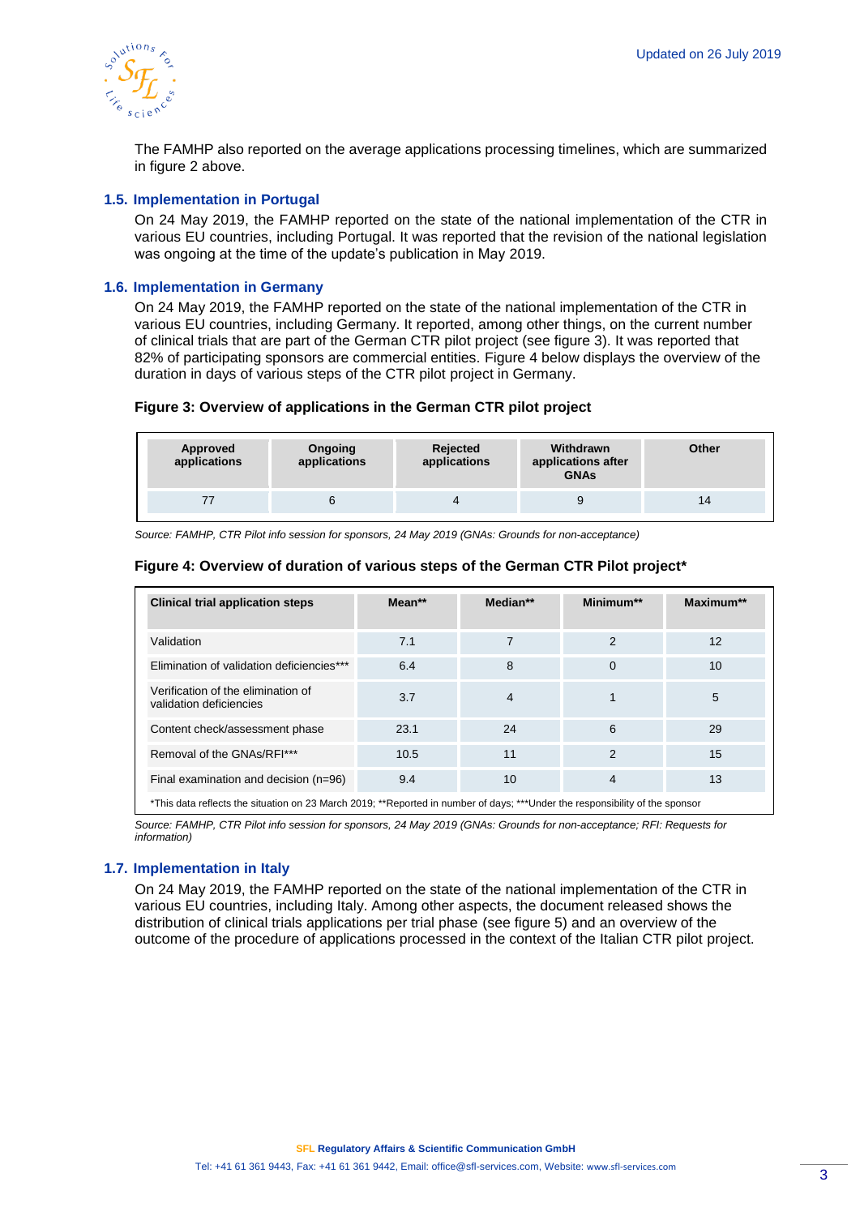The FAMHP also reported on the average applications processing timelines, which are summarized in figure 2 above.

### 1.5. Implementation in Portugal

On 24 May 2019, the FAMHP reported on the state of the national implementation of the CTR in various EU countries, including Portugal. It was reported that the revision of the national legislation was ongoing at the time of the update's publication in May 2019.

### 1.6. Implementation in Germany

On 24 May 2019, the FAMHP reported on the state of the national implementation of the CTR in various EU countries, including Germany. It reported, among other things, on the current number of clinical trials that are part of the German CTR pilot project (see figure 3). It was reported that 82% of participating sponsors are commercial entities. Figure 4 below displays the overview of the duration in days of various steps of the CTR pilot project in Germany.

**Figure 3: Overview of applications in the German CTR pilot project**

| Approved applications | Ongoing applications | Rejected applications | Withdrawn applications after GNAs | Other |
|---|---|---|---|---|
| 77 | 6 | 4 | 9 | 14 |

*Source: FAMHP, CTR Pilot info session for sponsors, 24 May 2019 (GNAs: Grounds for non-acceptance)*

**Figure 4: Overview of duration of various steps of the German CTR Pilot project***

| Clinical trial application steps | Mean** | Median** | Minimum** | Maximum** |
|---|---|---|---|---|
| Validation | 7.1 | 7 | 2 | 12 |
| Elimination of validation deficiencies*** | 6.4 | 8 | 0 | 10 |
| Verification of the elimination of validation deficiencies | 3.7 | 4 | 1 | 5 |
| Content check/assessment phase | 23.1 | 24 | 6 | 29 |
| Removal of the GNAs/RFI*** | 10.5 | 11 | 2 | 15 |
| Final examination and decision (n=96) | 9.4 | 10 | 4 | 13 |

*This data reflects the situation on 23 March 2019; **Reported in number of days; ***Under the responsibility of the sponsor

*Source: FAMHP, CTR Pilot info session for sponsors, 24 May 2019 (GNAs: Grounds for non-acceptance; RFI: Requests for information)*

### 1.7. Implementation in Italy

On 24 May 2019, the FAMHP reported on the state of the national implementation of the CTR in various EU countries, including Italy. Among other aspects, the document released shows the distribution of clinical trials applications per trial phase (see figure 5) and an overview of the outcome of the procedure of applications processed in the context of the Italian CTR pilot project.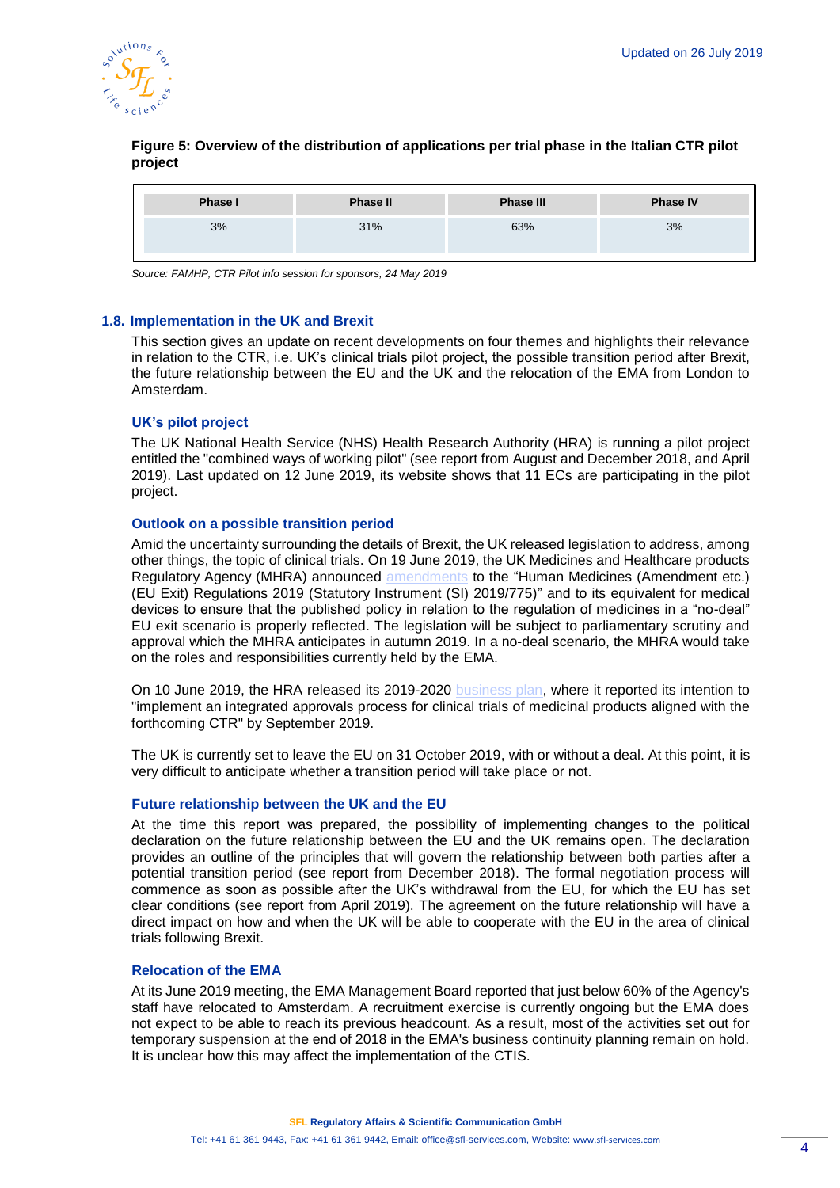**Figure 5: Overview of the distribution of applications per trial phase in the Italian CTR pilot project**

| Phase I | Phase II | Phase III | Phase IV |
|---|---|---|---|
| 3% | 31% | 63% | 3% |

*Source: FAMHP, CTR Pilot info session for sponsors, 24 May 2019*

### 1.8. Implementation in the UK and Brexit

This section gives an update on recent developments on four themes and highlights their relevance in relation to the CTR, i.e. UK's clinical trials pilot project, the possible transition period after Brexit, the future relationship between the EU and the UK and the relocation of the EMA from London to Amsterdam.

#### UK's pilot project

The UK National Health Service (NHS) Health Research Authority (HRA) is running a pilot project entitled the "combined ways of working pilot" (see report from August and December 2018, and April 2019). Last updated on 12 June 2019, its website shows that 11 ECs are participating in the pilot project.

#### Outlook on a possible transition period

Amid the uncertainty surrounding the details of Brexit, the UK released legislation to address, among other things, the topic of clinical trials. On 19 June 2019, the UK Medicines and Healthcare products Regulatory Agency (MHRA) announced amendments to the "Human Medicines (Amendment etc.) (EU Exit) Regulations 2019 (Statutory Instrument (SI) 2019/775)" and to its equivalent for medical devices to ensure that the published policy in relation to the regulation of medicines in a "no-deal" EU exit scenario is properly reflected. The legislation will be subject to parliamentary scrutiny and approval which the MHRA anticipates in autumn 2019. In a no-deal scenario, the MHRA would take on the roles and responsibilities currently held by the EMA.

On 10 June 2019, the HRA released its 2019-2020 business plan, where it reported its intention to "implement an integrated approvals process for clinical trials of medicinal products aligned with the forthcoming CTR" by September 2019.

The UK is currently set to leave the EU on 31 October 2019, with or without a deal. At this point, it is very difficult to anticipate whether a transition period will take place or not.

#### Future relationship between the UK and the EU

At the time this report was prepared, the possibility of implementing changes to the political declaration on the future relationship between the EU and the UK remains open. The declaration provides an outline of the principles that will govern the relationship between both parties after a potential transition period (see report from December 2018). The formal negotiation process will commence as soon as possible after the UK's withdrawal from the EU, for which the EU has set clear conditions (see report from April 2019). The agreement on the future relationship will have a direct impact on how and when the UK will be able to cooperate with the EU in the area of clinical trials following Brexit.

#### Relocation of the EMA

At its June 2019 meeting, the EMA Management Board reported that just below 60% of the Agency's staff have relocated to Amsterdam. A recruitment exercise is currently ongoing but the EMA does not expect to be able to reach its previous headcount. As a result, most of the activities set out for temporary suspension at the end of 2018 in the EMA's business continuity planning remain on hold. It is unclear how this may affect the implementation of the CTIS.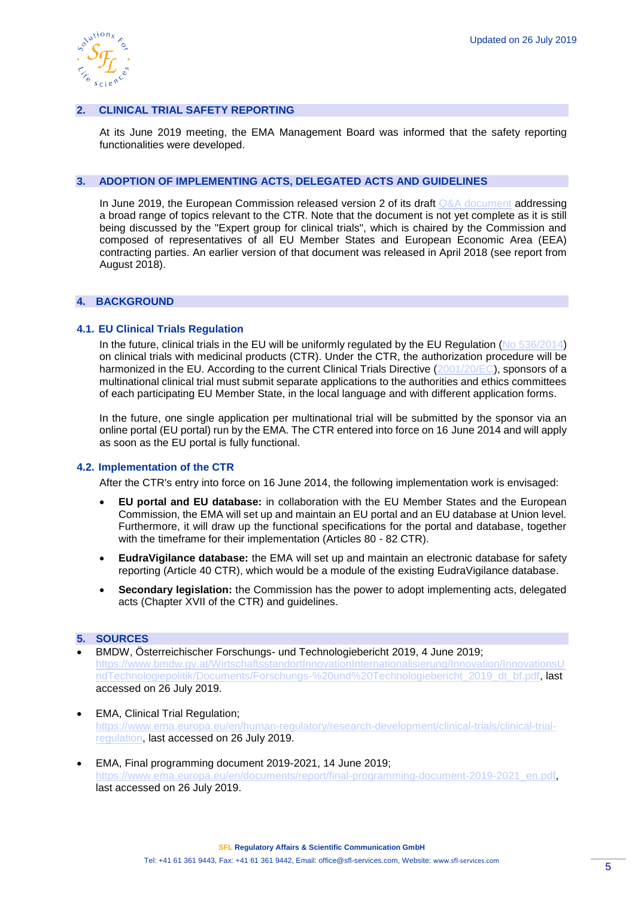## 2. CLINICAL TRIAL SAFETY REPORTING

At its June 2019 meeting, the EMA Management Board was informed that the safety reporting functionalities were developed.

## 3. ADOPTION OF IMPLEMENTING ACTS, DELEGATED ACTS AND GUIDELINES

In June 2019, the European Commission released version 2 of its draft Q&A document addressing a broad range of topics relevant to the CTR. Note that the document is not yet complete as it is still being discussed by the "Expert group for clinical trials", which is chaired by the Commission and composed of representatives of all EU Member States and European Economic Area (EEA) contracting parties. An earlier version of that document was released in April 2018 (see report from August 2018).

## 4. BACKGROUND

### 4.1. EU Clinical Trials Regulation

In the future, clinical trials in the EU will be uniformly regulated by the EU Regulation (No 536/2014) on clinical trials with medicinal products (CTR). Under the CTR, the authorization procedure will be harmonized in the EU. According to the current Clinical Trials Directive (2001/20/EC), sponsors of a multinational clinical trial must submit separate applications to the authorities and ethics committees of each participating EU Member State, in the local language and with different application forms.

In the future, one single application per multinational trial will be submitted by the sponsor via an online portal (EU portal) run by the EMA. The CTR entered into force on 16 June 2014 and will apply as soon as the EU portal is fully functional.

### 4.2. Implementation of the CTR

After the CTR's entry into force on 16 June 2014, the following implementation work is envisaged:

- **EU portal and EU database:** in collaboration with the EU Member States and the European Commission, the EMA will set up and maintain an EU portal and an EU database at Union level. Furthermore, it will draw up the functional specifications for the portal and database, together with the timeframe for their implementation (Articles 80 - 82 CTR).
- **EudraVigilance database:** the EMA will set up and maintain an electronic database for safety reporting (Article 40 CTR), which would be a module of the existing EudraVigilance database.
- **Secondary legislation:** the Commission has the power to adopt implementing acts, delegated acts (Chapter XVII of the CTR) and guidelines.

## 5. SOURCES

- BMDW, Österreichischer Forschungs- und Technologiebericht 2019, 4 June 2019; https://www.bmdw.gv.at/WirtschaftsstandortInnovationInternationalisierung/Innovation/InnovationsUndTechnologiepolitik/Documents/Forschungs-%20und%20Technologiebericht_2019_dt_bf.pdf, last accessed on 26 July 2019.
- EMA, Clinical Trial Regulation; https://www.ema.europa.eu/en/human-regulatory/research-development/clinical-trials/clinical-trial-regulation, last accessed on 26 July 2019.
- EMA, Final programming document 2019-2021, 14 June 2019; https://www.ema.europa.eu/en/documents/report/final-programming-document-2019-2021_en.pdf, last accessed on 26 July 2019.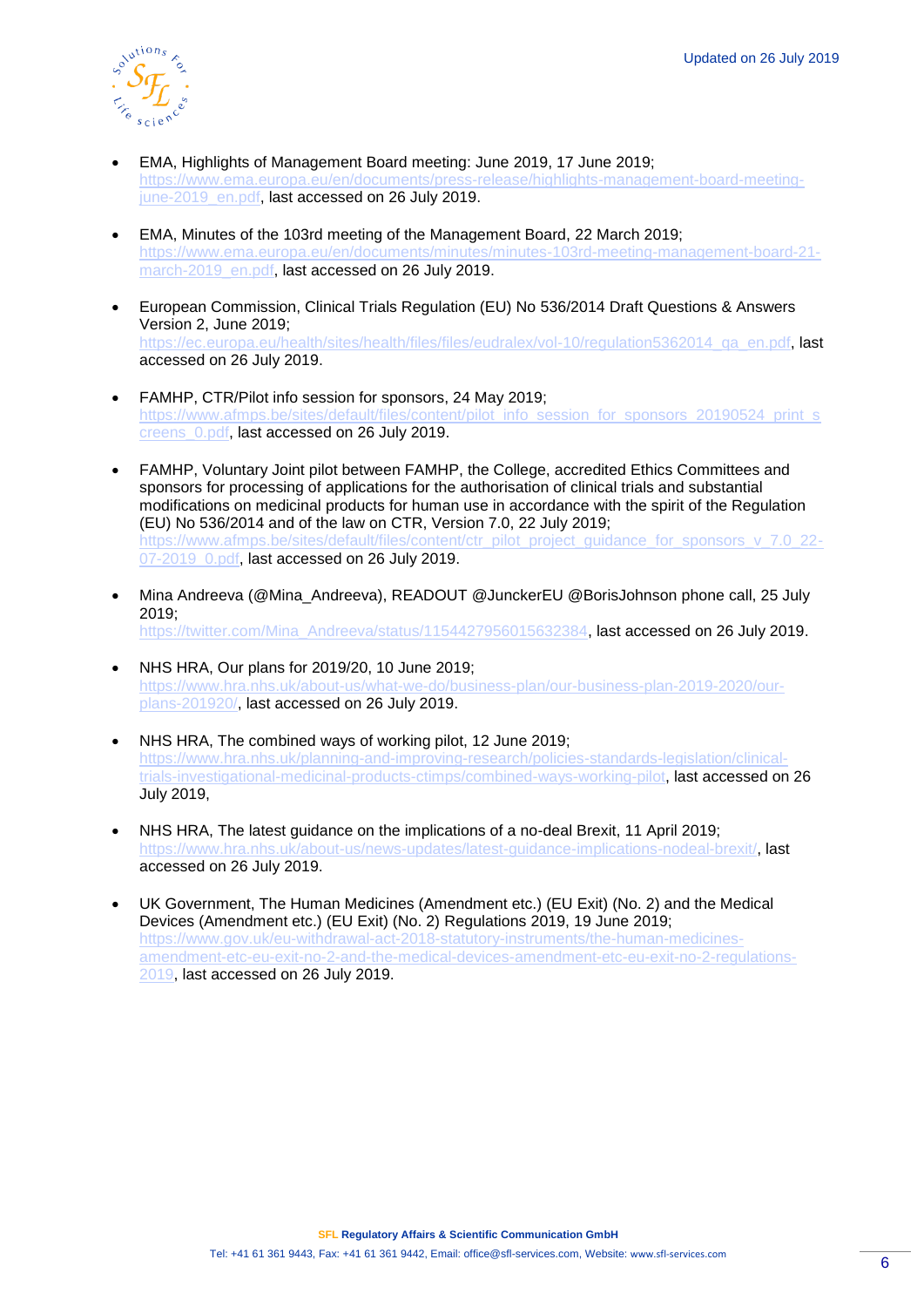- EMA, Highlights of Management Board meeting: June 2019, 17 June 2019; https://www.ema.europa.eu/en/documents/press-release/highlights-management-board-meeting-june-2019_en.pdf, last accessed on 26 July 2019.

- EMA, Minutes of the 103rd meeting of the Management Board, 22 March 2019; https://www.ema.europa.eu/en/documents/minutes/minutes-103rd-meeting-management-board-21-march-2019_en.pdf, last accessed on 26 July 2019.

- European Commission, Clinical Trials Regulation (EU) No 536/2014 Draft Questions & Answers Version 2, June 2019; https://ec.europa.eu/health/sites/health/files/files/eudralex/vol-10/regulation5362014_qa_en.pdf, last accessed on 26 July 2019.

- FAMHP, CTR/Pilot info session for sponsors, 24 May 2019; https://www.afmps.be/sites/default/files/content/pilot_info_session_for_sponsors_20190524_print_screens_0.pdf, last accessed on 26 July 2019.

- FAMHP, Voluntary Joint pilot between FAMHP, the College, accredited Ethics Committees and sponsors for processing of applications for the authorisation of clinical trials and substantial modifications on medicinal products for human use in accordance with the spirit of the Regulation (EU) No 536/2014 and of the law on CTR, Version 7.0, 22 July 2019; https://www.afmps.be/sites/default/files/content/ctr_pilot_project_guidance_for_sponsors_v_7.0_22-07-2019_0.pdf, last accessed on 26 July 2019.

- Mina Andreeva (@Mina_Andreeva), READOUT @JunckerEU @BorisJohnson phone call, 25 July 2019; https://twitter.com/Mina_Andreeva/status/1154427956015632384, last accessed on 26 July 2019.

- NHS HRA, Our plans for 2019/20, 10 June 2019; https://www.hra.nhs.uk/about-us/what-we-do/business-plan/our-business-plan-2019-2020/our-plans-201920/, last accessed on 26 July 2019.

- NHS HRA, The combined ways of working pilot, 12 June 2019; https://www.hra.nhs.uk/planning-and-improving-research/policies-standards-legislation/clinical-trials-investigational-medicinal-products-ctimps/combined-ways-working-pilot, last accessed on 26 July 2019,

- NHS HRA, The latest guidance on the implications of a no-deal Brexit, 11 April 2019; https://www.hra.nhs.uk/about-us/news-updates/latest-guidance-implications-nodeal-brexit/, last accessed on 26 July 2019.

- UK Government, The Human Medicines (Amendment etc.) (EU Exit) (No. 2) and the Medical Devices (Amendment etc.) (EU Exit) (No. 2) Regulations 2019, 19 June 2019; https://www.gov.uk/eu-withdrawal-act-2018-statutory-instruments/the-human-medicines-amendment-etc-eu-exit-no-2-and-the-medical-devices-amendment-etc-eu-exit-no-2-regulations-2019, last accessed on 26 July 2019.